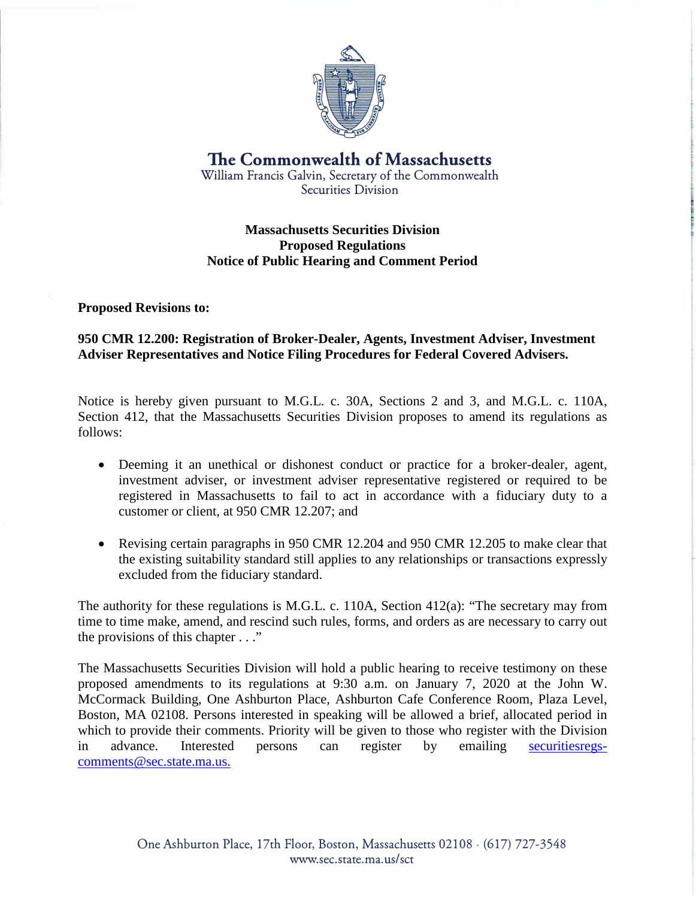# The Commonwealth of Massachusetts

William Francis Galvin, Secretary of the Commonwealth
Securities Division

**Massachusetts Securities Division**
**Proposed Regulations**
**Notice of Public Hearing and Comment Period**

**Proposed Revisions to:**

**950 CMR 12.200: Registration of Broker-Dealer, Agents, Investment Adviser, Investment Adviser Representatives and Notice Filing Procedures for Federal Covered Advisers.**

Notice is hereby given pursuant to M.G.L. c. 30A, Sections 2 and 3, and M.G.L. c. 110A, Section 412, that the Massachusetts Securities Division proposes to amend its regulations as follows:

- Deeming it an unethical or dishonest conduct or practice for a broker-dealer, agent, investment adviser, or investment adviser representative registered or required to be registered in Massachusetts to fail to act in accordance with a fiduciary duty to a customer or client, at 950 CMR 12.207; and

- Revising certain paragraphs in 950 CMR 12.204 and 950 CMR 12.205 to make clear that the existing suitability standard still applies to any relationships or transactions expressly excluded from the fiduciary standard.

The authority for these regulations is M.G.L. c. 110A, Section 412(a): "The secretary may from time to time make, amend, and rescind such rules, forms, and orders as are necessary to carry out the provisions of this chapter . . ."

The Massachusetts Securities Division will hold a public hearing to receive testimony on these proposed amendments to its regulations at 9:30 a.m. on January 7, 2020 at the John W. McCormack Building, One Ashburton Place, Ashburton Cafe Conference Room, Plaza Level, Boston, MA 02108. Persons interested in speaking will be allowed a brief, allocated period in which to provide their comments. Priority will be given to those who register with the Division in advance. Interested persons can register by emailing securitiesregs-comments@sec.state.ma.us.

One Ashburton Place, 17th Floor, Boston, Massachusetts 02108 · (617) 727-3548
www.sec.state.ma.us/sct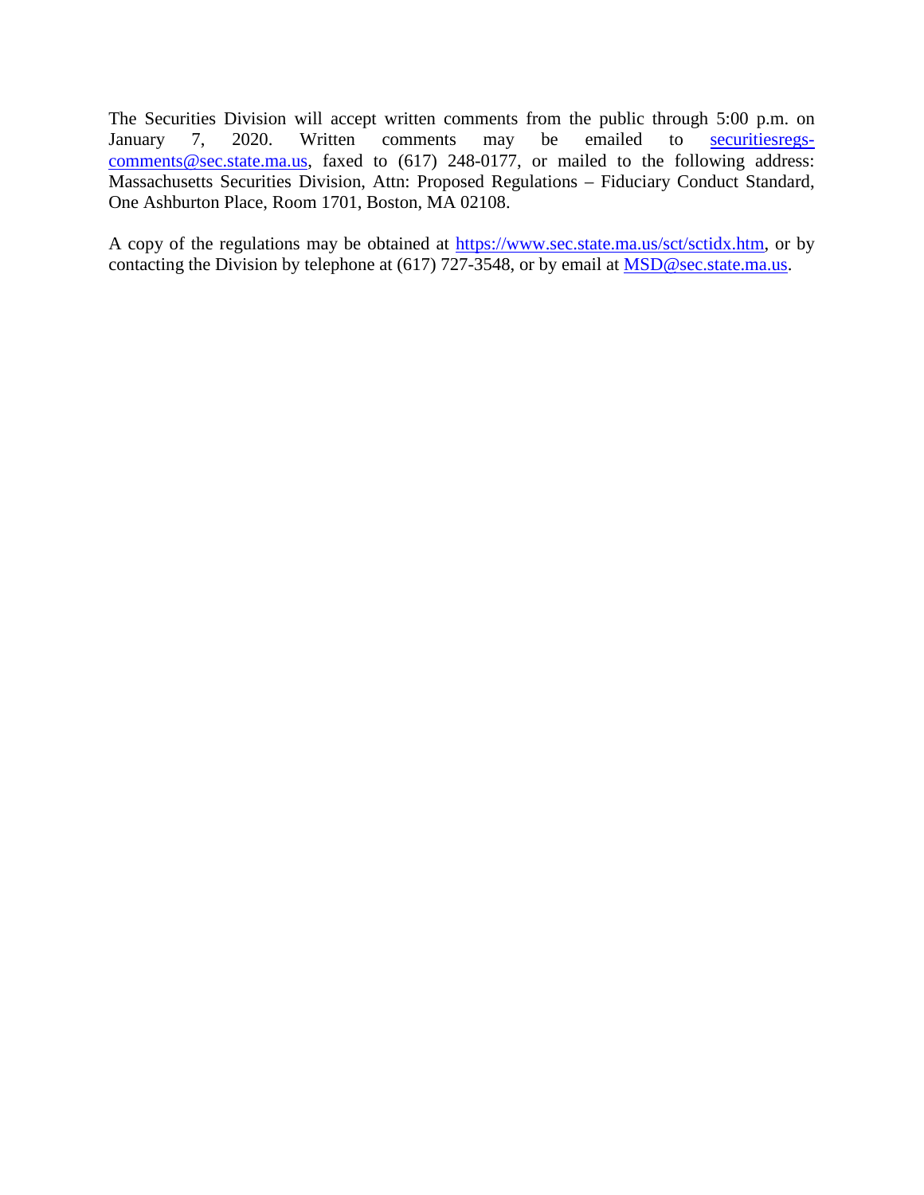The Securities Division will accept written comments from the public through 5:00 p.m. on January 7, 2020. Written comments may be emailed to securitiesregs-comments@sec.state.ma.us, faxed to (617) 248-0177, or mailed to the following address: Massachusetts Securities Division, Attn: Proposed Regulations – Fiduciary Conduct Standard, One Ashburton Place, Room 1701, Boston, MA 02108.

A copy of the regulations may be obtained at https://www.sec.state.ma.us/sct/sctidx.htm, or by contacting the Division by telephone at (617) 727-3548, or by email at MSD@sec.state.ma.us.